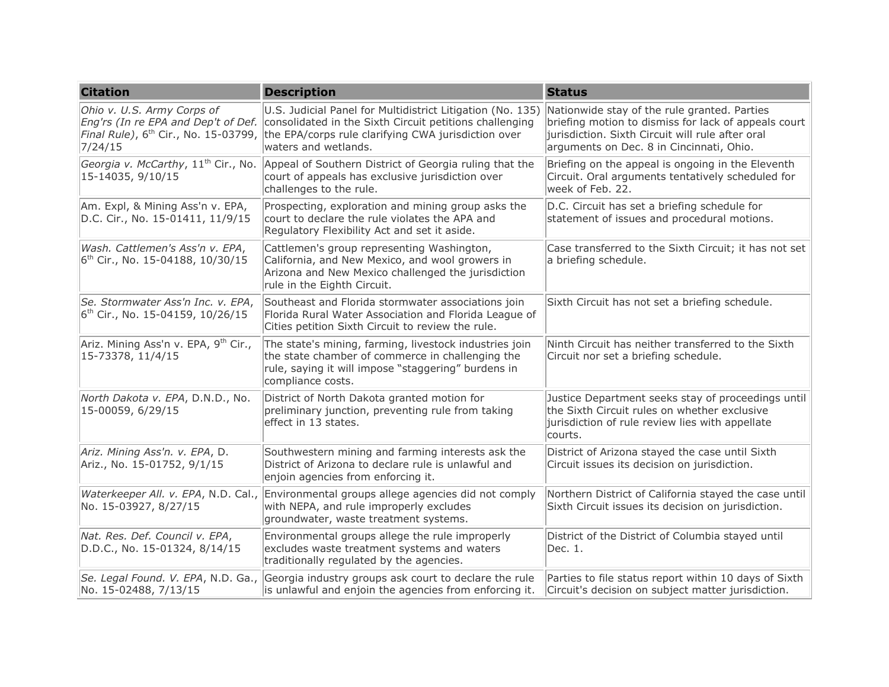| Citation | Description | Status |
| --- | --- | --- |
| *Ohio v. U.S. Army Corps of Eng'rs (In re EPA and Dep't of Def. Final Rule)*, 6th Cir., No. 15-03799, 7/24/15 | U.S. Judicial Panel for Multidistrict Litigation (No. 135) consolidated in the Sixth Circuit petitions challenging the EPA/corps rule clarifying CWA jurisdiction over waters and wetlands. | Nationwide stay of the rule granted. Parties briefing motion to dismiss for lack of appeals court jurisdiction. Sixth Circuit will rule after oral arguments on Dec. 8 in Cincinnati, Ohio. |
| *Georgia v. McCarthy*, 11th Cir., No. 15-14035, 9/10/15 | Appeal of Southern District of Georgia ruling that the court of appeals has exclusive jurisdiction over challenges to the rule. | Briefing on the appeal is ongoing in the Eleventh Circuit. Oral arguments tentatively scheduled for week of Feb. 22. |
| Am. Expl, & Mining Ass'n v. EPA, D.C. Cir., No. 15-01411, 11/9/15 | Prospecting, exploration and mining group asks the court to declare the rule violates the APA and Regulatory Flexibility Act and set it aside. | D.C. Circuit has set a briefing schedule for statement of issues and procedural motions. |
| *Wash. Cattlemen's Ass'n v. EPA*, 6th Cir., No. 15-04188, 10/30/15 | Cattlemen's group representing Washington, California, and New Mexico, and wool growers in Arizona and New Mexico challenged the jurisdiction rule in the Eighth Circuit. | Case transferred to the Sixth Circuit; it has not set a briefing schedule. |
| *Se. Stormwater Ass'n Inc. v. EPA*, 6th Cir., No. 15-04159, 10/26/15 | Southeast and Florida stormwater associations join Florida Rural Water Association and Florida League of Cities petition Sixth Circuit to review the rule. | Sixth Circuit has not set a briefing schedule. |
| Ariz. Mining Ass'n v. EPA, 9th Cir., 15-73378, 11/4/15 | The state's mining, farming, livestock industries join the state chamber of commerce in challenging the rule, saying it will impose "staggering" burdens in compliance costs. | Ninth Circuit has neither transferred to the Sixth Circuit nor set a briefing schedule. |
| *North Dakota v. EPA*, D.N.D., No. 15-00059, 6/29/15 | District of North Dakota granted motion for preliminary junction, preventing rule from taking effect in 13 states. | Justice Department seeks stay of proceedings until the Sixth Circuit rules on whether exclusive jurisdiction of rule review lies with appellate courts. |
| *Ariz. Mining Ass'n. v. EPA*, D. Ariz., No. 15-01752, 9/1/15 | Southwestern mining and farming interests ask the District of Arizona to declare rule is unlawful and enjoin agencies from enforcing it. | District of Arizona stayed the case until Sixth Circuit issues its decision on jurisdiction. |
| *Waterkeeper All. v. EPA*, N.D. Cal., No. 15-03927, 8/27/15 | Environmental groups allege agencies did not comply with NEPA, and rule improperly excludes groundwater, waste treatment systems. | Northern District of California stayed the case until Sixth Circuit issues its decision on jurisdiction. |
| *Nat. Res. Def. Council v. EPA*, D.D.C., No. 15-01324, 8/14/15 | Environmental groups allege the rule improperly excludes waste treatment systems and waters traditionally regulated by the agencies. | District of the District of Columbia stayed until Dec. 1. |
| *Se. Legal Found. V. EPA*, N.D. Ga., No. 15-02488, 7/13/15 | Georgia industry groups ask court to declare the rule is unlawful and enjoin the agencies from enforcing it. | Parties to file status report within 10 days of Sixth Circuit's decision on subject matter jurisdiction. |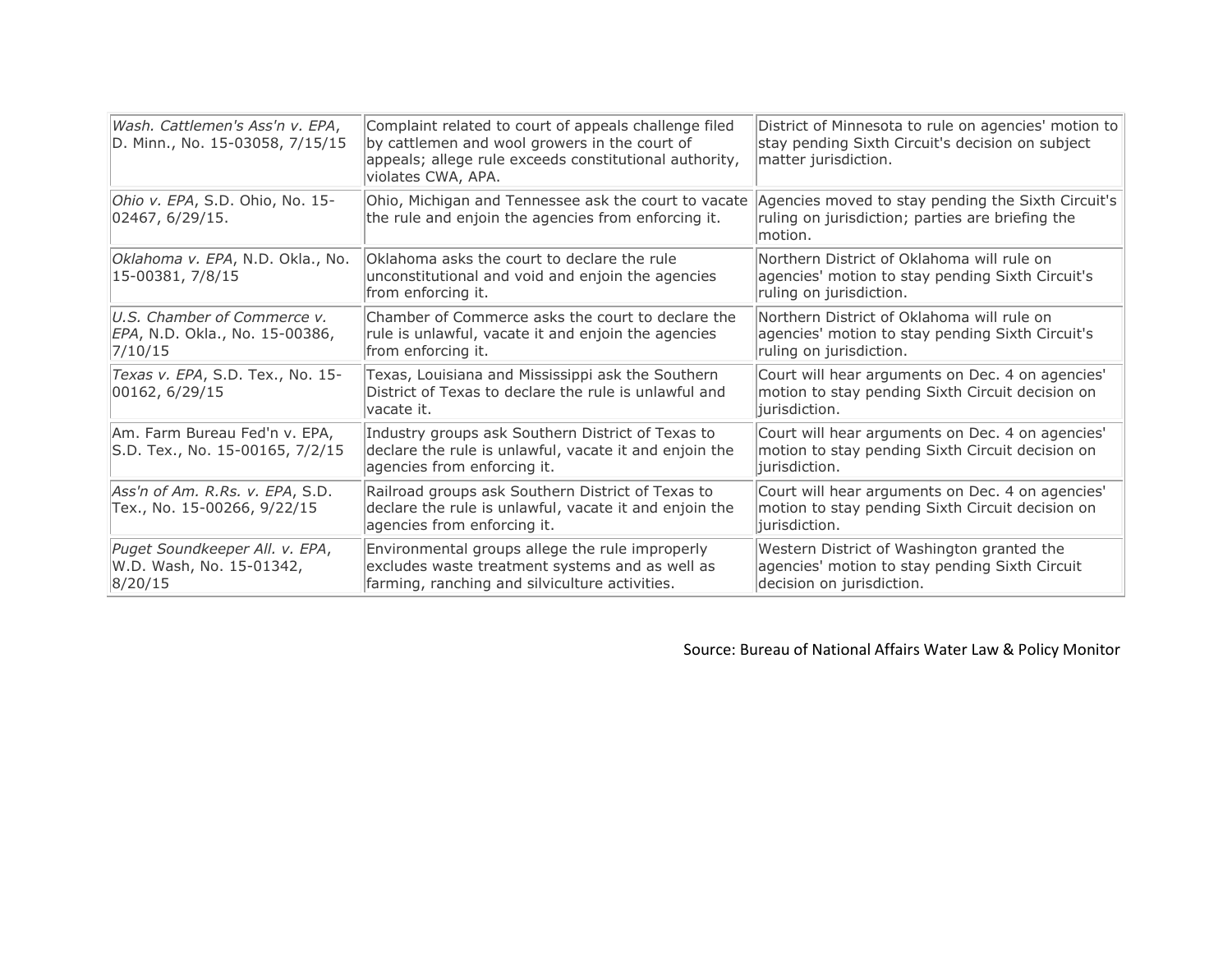| | | |
|---|---|---|
| *Wash. Cattlemen's Ass'n v. EPA*, D. Minn., No. 15-03058, 7/15/15 | Complaint related to court of appeals challenge filed by cattlemen and wool growers in the court of appeals; allege rule exceeds constitutional authority, violates CWA, APA. | District of Minnesota to rule on agencies' motion to stay pending Sixth Circuit's decision on subject matter jurisdiction. |
| *Ohio v. EPA*, S.D. Ohio, No. 15-02467, 6/29/15. | Ohio, Michigan and Tennessee ask the court to vacate the rule and enjoin the agencies from enforcing it. | Agencies moved to stay pending the Sixth Circuit's ruling on jurisdiction; parties are briefing the motion. |
| *Oklahoma v. EPA*, N.D. Okla., No. 15-00381, 7/8/15 | Oklahoma asks the court to declare the rule unconstitutional and void and enjoin the agencies from enforcing it. | Northern District of Oklahoma will rule on agencies' motion to stay pending Sixth Circuit's ruling on jurisdiction. |
| *U.S. Chamber of Commerce v. EPA*, N.D. Okla., No. 15-00386, 7/10/15 | Chamber of Commerce asks the court to declare the rule is unlawful, vacate it and enjoin the agencies from enforcing it. | Northern District of Oklahoma will rule on agencies' motion to stay pending Sixth Circuit's ruling on jurisdiction. |
| *Texas v. EPA*, S.D. Tex., No. 15-00162, 6/29/15 | Texas, Louisiana and Mississippi ask the Southern District of Texas to declare the rule is unlawful and vacate it. | Court will hear arguments on Dec. 4 on agencies' motion to stay pending Sixth Circuit decision on jurisdiction. |
| Am. Farm Bureau Fed'n v. EPA, S.D. Tex., No. 15-00165, 7/2/15 | Industry groups ask Southern District of Texas to declare the rule is unlawful, vacate it and enjoin the agencies from enforcing it. | Court will hear arguments on Dec. 4 on agencies' motion to stay pending Sixth Circuit decision on jurisdiction. |
| *Ass'n of Am. R.Rs. v. EPA*, S.D. Tex., No. 15-00266, 9/22/15 | Railroad groups ask Southern District of Texas to declare the rule is unlawful, vacate it and enjoin the agencies from enforcing it. | Court will hear arguments on Dec. 4 on agencies' motion to stay pending Sixth Circuit decision on jurisdiction. |
| *Puget Soundkeeper All. v. EPA*, W.D. Wash, No. 15-01342, 8/20/15 | Environmental groups allege the rule improperly excludes waste treatment systems and as well as farming, ranching and silviculture activities. | Western District of Washington granted the agencies' motion to stay pending Sixth Circuit decision on jurisdiction. |

Source: Bureau of National Affairs Water Law & Policy Monitor